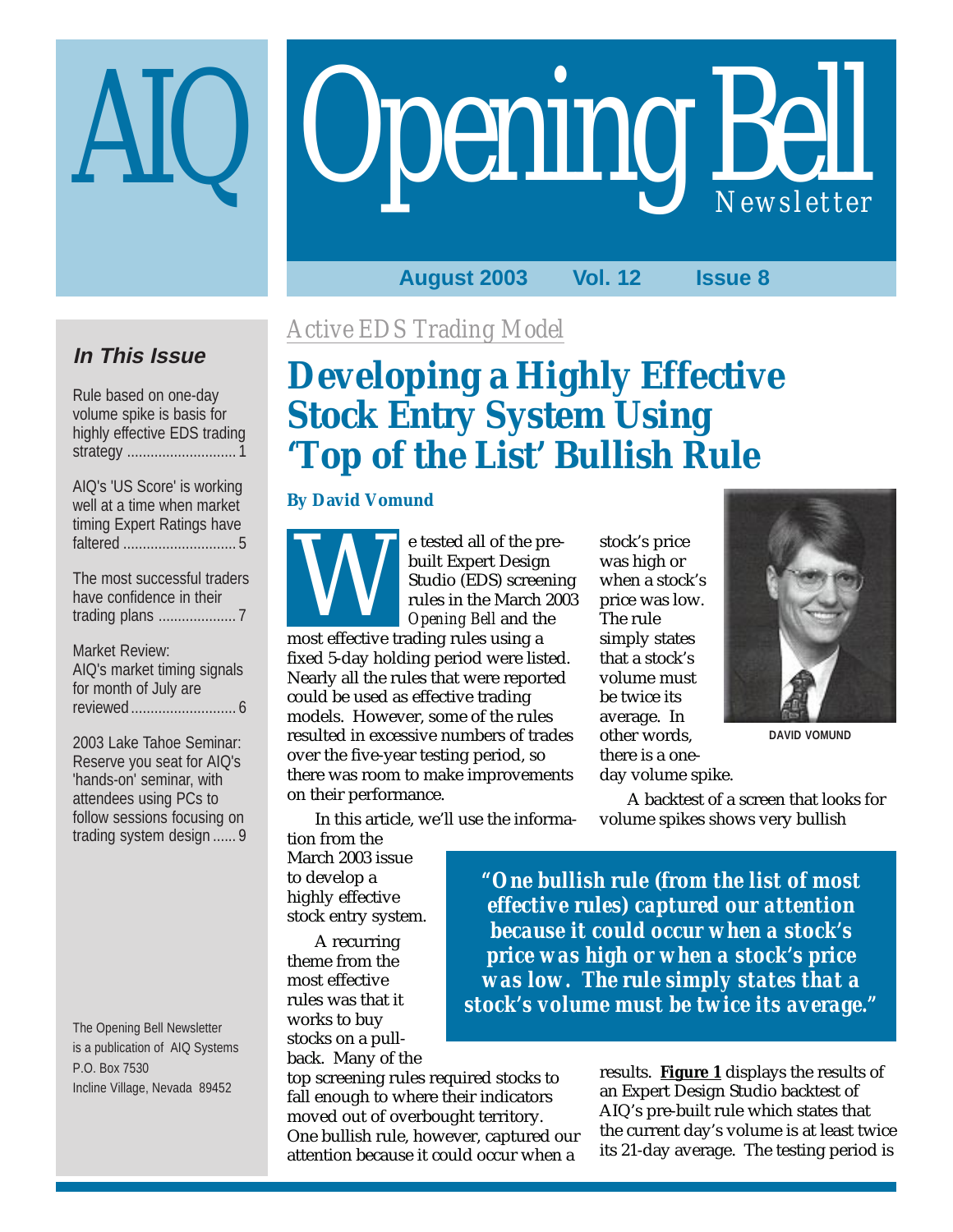# AIQ Opening Bell Newsletter

**August 2003 Vol. 12 Issue 8**

### In This Issue

Rule based on one-day volume spike is basis for highly effective EDS trading strategy ............................ 1

AIQ's 'US Score' is working well at a time when market timing Expert Ratings have faltered ............................ 5

The most successful traders have confidence in their trading plans .................... 7

Market Review: AIQ's market timing signals for month of July are reviewed ........................... 6

2003 Lake Tahoe Seminar: Reserve you seat for AIQ's 'hands-on' seminar, with attendees using PCs to follow sessions focusing on trading system design ...... 9

The Opening Bell Newsletter is a publication of AIQ Systems P.O. Box 7530 Incline Village, Nevada 89452

*Active EDS Trading Model*

## Developing a Highly Effective Stock Entry System Using 'Top of the List' Bullish Rule

**By David Vomund**

We tested all of the pre-built Expert Design Studio (EDS) screening rules in the March 2003 *Opening Bell* and the most effective trading rules using a fixed 5-day holding period were listed. Nearly all the rules that were reported could be used as effective trading models. However, some of the rules resulted in excessive numbers of trades over the five-year testing period, so there was room to make improvements on their performance.

In this article, we'll use the information from the March 2003 issue to develop a highly effective stock entry system.

A recurring theme from the most effective rules was that it works to buy stocks on a pullback. Many of the top screening rules required stocks to fall enough to where their indicators moved out of overbought territory. One bullish rule, however, captured our attention because it could occur when a stock's price was high or when a stock's price was low. The rule simply states that a stock's volume must be twice its average. In other words, there is a one-day volume spike.

DAVID VOMUND

A backtest of a screen that looks for volume spikes shows very bullish results. **Figure 1** displays the results of an Expert Design Studio backtest of AIQ's pre-built rule which states that the current day's volume is at least twice its 21-day average. The testing period is

> ***"One bullish rule (from the list of most effective rules) captured our attention because it could occur when a stock's price was high or when a stock's price was low. The rule simply states that a stock's volume must be twice its average."***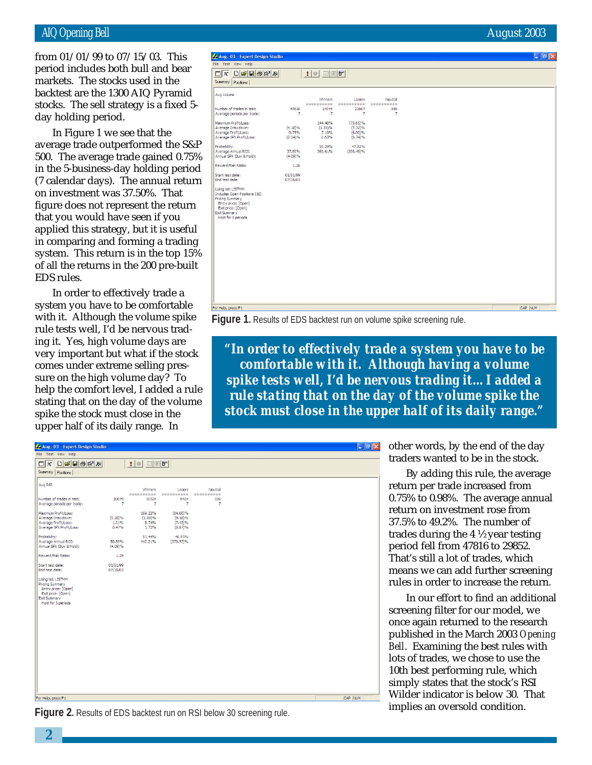from 01/01/99 to 07/15/03. This period includes both bull and bear markets. The stocks used in the backtest are the 1300 AIQ Pyramid stocks. The sell strategy is a fixed 5-day holding period.

In Figure 1 we see that the average trade outperformed the S&P 500. The average trade gained 0.75% in the 5-business-day holding period (7 calendar days). The annual return on investment was 37.50%. That figure does not represent the return that you would have seen if you applied this strategy, but it is useful in comparing and forming a trading system. This return is in the top 15% of all the returns in the 200 pre-built EDS rules.

In order to effectively trade a system you have to be comfortable with it. Although the volume spike rule tests well, I'd be nervous trading it. Yes, high volume days are very important but what if the stock comes under extreme selling pressure on the high volume day? To help the comfort level, I added a rule stating that on the day of the volume spike the stock must close in the upper half of its daily range. In other words, by the end of the day traders wanted to be in the stock.

Aug.-03 - Expert Design Studio

Aug Volume

| | | Winners | Losers | Neutral |
|---|---|---|---|---|
| Number of trades in test: | 47816 | 24049 | 22867 | 900 |
| Average periods per trade: | 7 | 7 | 7 | 7 |
| Maximum Profit/Loss: | | 144.48% | (73.65)% | |
| Average Drawdown: | (4.18)% | (1.35)% | (7.32)% | |
| Average Profit/Loss: | 0.75% | 7.19% | (6.00)% | |
| Average SPX Profit/Loss: | (0.04)% | 0.63% | (0.74)% | |
| Probability: | | 50.29% | 47.82% | |
| Average Annual ROI: | 37.50% | 360.61% | (300.49)% | |
| Annual SPX (Buy & Hold): | (4.09)% | | | |
| Reward/Risk Ratio: | 1.26 | | | |
| Start test date: | 01/01/99 | | | |
| End test date: | 07/15/03 | | | |

Using list: LISTMM
Includes Open Positions (10)
Pricing Summary
Entry price: [Open]
Exit price: [Open]
Exit Summary
Hold for 5 periods

**Figure 1.** Results of EDS backtest run on volume spike screening rule.

***"In order to effectively trade a system you have to be comfortable with it. Although having a volume spike tests well, I'd be nervous trading it… I added a rule stating that on the day of the volume spike the stock must close in the upper half of its daily range."***

By adding this rule, the average return per trade increased from 0.75% to 0.98%. The average annual return on investment rose from 37.5% to 49.2%. The number of trades during the 4 ½ year testing period fell from 47816 to 29852. That's still a lot of trades, which means we can add further screening rules in order to increase the return.

In our effort to find an additional screening filter for our model, we once again returned to the research published in the March 2003 *Opening Bell*. Examining the best rules with lots of trades, we chose to use the 10th best performing rule, which simply states that the stock's RSI Wilder indicator is below 30. That implies an oversold condition.

Aug.-03 - Expert Design Studio

Aug RSI

| | | Winners | Losers | Neutral |
|---|---|---|---|---|
| Number of trades in test: | 20079 | 10329 | 9424 | 326 |
| Average periods per trade: | 7 | 7 | 7 | 7 |
| Maximum Profit/Loss: | | 169.23% | (84.60)% | |
| Average Drawdown: | (5.28)% | (1.89)% | (9.18)% | |
| Average Profit/Loss: | 1.01% | 8.74% | (7.43)% | |
| Average SPX Profit/Loss: | 0.47% | 1.72% | (0.87)% | |
| Probability: | | 51.44% | 46.93% | |
| Average Annual ROI: | 50.59% | 442.21% | (370.57)% | |
| Annual SPX (Buy & Hold): | (4.09)% | | | |
| Reward/Risk Ratio: | 1.29 | | | |
| Start test date: | 01/01/99 | | | |
| End test date: | 07/15/03 | | | |

Using list: LISTMM
Pricing Summary
Entry price: [Open]
Exit price: [Open]
Exit Summary
Hold for 5 periods

**Figure 2.** Results of EDS backtest run on RSI below 30 screening rule.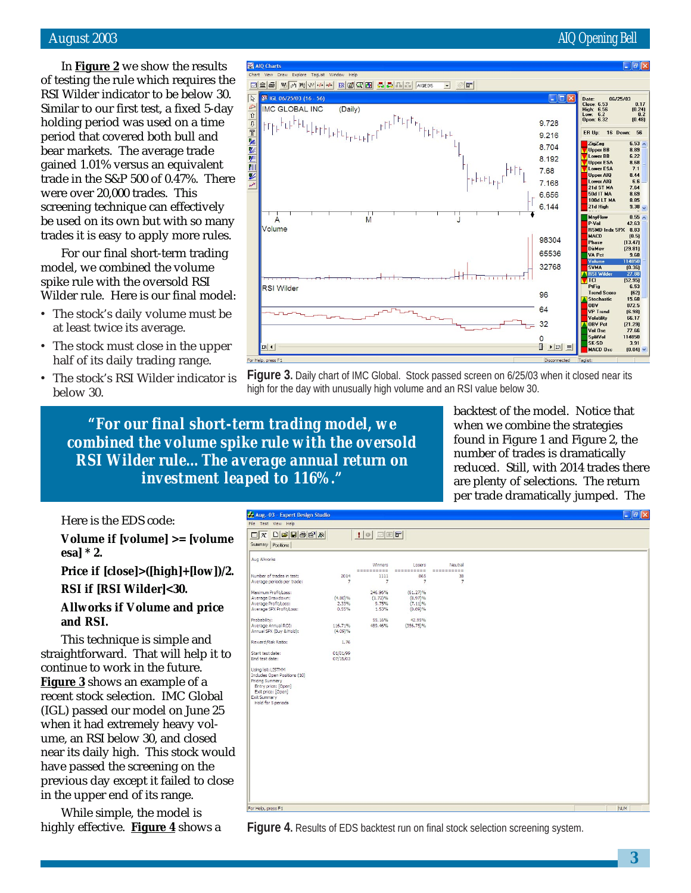In **Figure 2** we show the results of testing the rule which requires the RSI Wilder indicator to be below 30. Similar to our first test, a fixed 5-day holding period was used on a time period that covered both bull and bear markets. The average trade gained 1.01% versus an equivalent trade in the S&P 500 of 0.47%. There were over 20,000 trades. This screening technique can effectively be used on its own but with so many trades it is easy to apply more rules.

For our final short-term trading model, we combined the volume spike rule with the oversold RSI Wilder rule. Here is our final model:

- The stock's daily volume must be at least twice its average.
- The stock must close in the upper half of its daily trading range.
- The stock's RSI Wilder indicator is below 30.

Figure 3. Daily chart of IMC Global. Stock passed screen on 6/25/03 when it closed near its high for the day with unusually high volume and an RSI value below 30.

> ***"For our final short-term trading model, we combined the volume spike rule with the oversold RSI Wilder rule… The average annual return on investment leaped to 116%."***

Here is the EDS code:

**Volume if [volume] >= [volume esa] * 2.**

**Price if [close]>([high]+[low])/2.**

**RSI if [RSI Wilder]<30.**

**Allworks if Volume and price and RSI.**

This technique is simple and straightforward. That will help it to continue to work in the future. **Figure 3** shows an example of a recent stock selection. IMC Global (IGL) passed our model on June 25 when it had extremely heavy volume, an RSI below 30, and closed near its daily high. This stock would have passed the screening on the previous day except it failed to close in the upper end of its range.

While simple, the model is highly effective. **Figure 4** shows a backtest of the model. Notice that when we combine the strategies found in Figure 1 and Figure 2, the number of trades is dramatically reduced. Still, with 2014 trades there are plenty of selections. The return per trade dramatically jumped. The

Figure 4. Results of EDS backtest run on final stock selection screening system.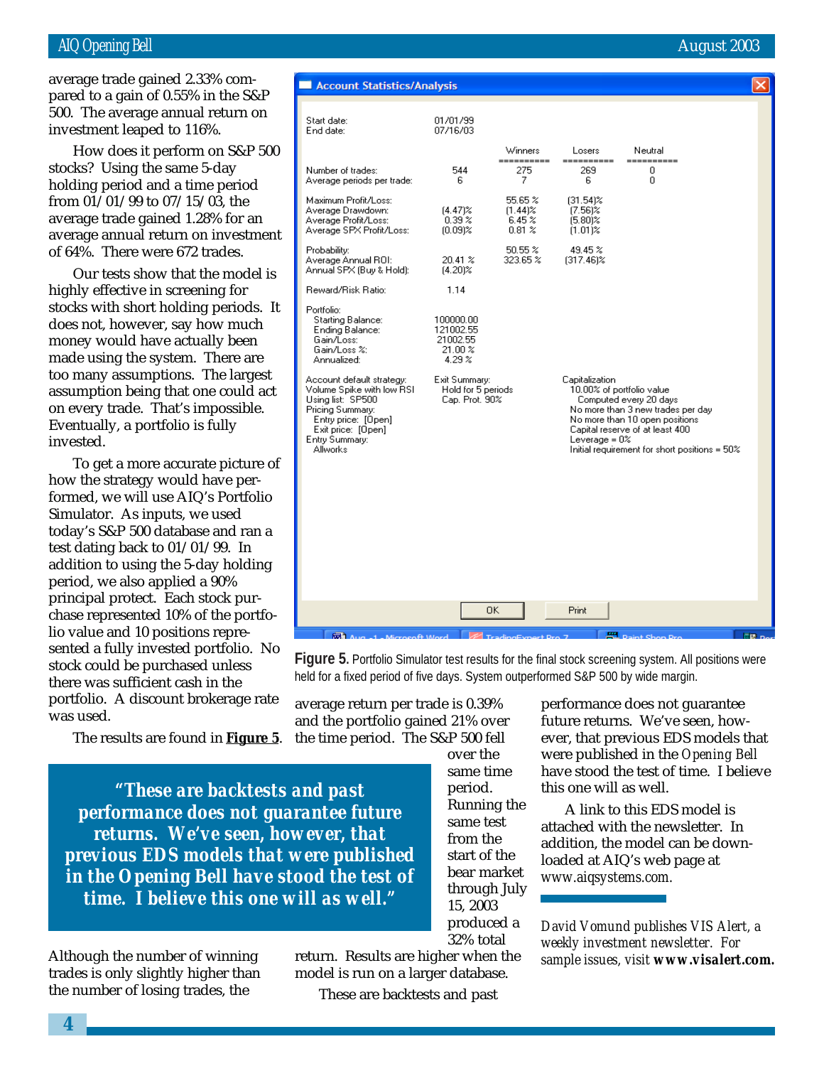average trade gained 2.33% compared to a gain of 0.55% in the S&P 500. The average annual return on investment leaped to 116%.

How does it perform on S&P 500 stocks? Using the same 5-day holding period and a time period from 01/01/99 to 07/15/03, the average trade gained 1.28% for an average annual return on investment of 64%. There were 672 trades.

Our tests show that the model is highly effective in screening for stocks with short holding periods. It does not, however, say how much money would have actually been made using the system. There are too many assumptions. The largest assumption being that one could act on every trade. That's impossible. Eventually, a portfolio is fully invested.

To get a more accurate picture of how the strategy would have performed, we will use AIQ's Portfolio Simulator. As inputs, we used today's S&P 500 database and ran a test dating back to 01/01/99. In addition to using the 5-day holding period, we also applied a 90% principal protect. Each stock purchase represented 10% of the portfolio value and 10 positions represented a fully invested portfolio. No stock could be purchased unless there was sufficient cash in the portfolio. A discount brokerage rate was used.

The results are found in **Figure 5**.

**Account Statistics/Analysis**

Start date: 01/01/99
End date: 07/16/03

| | | Winners | Losers | Neutral |
|---|---|---|---|---|
| Number of trades: | 544 | 275 | 269 | 0 |
| Average periods per trade: | 6 | 7 | 6 | 0 |
| Maximum Profit/Loss: | | 55.65 % | (31.54)% | |
| Average Drawdown: | (4.47)% | (1.44)% | (7.56)% | |
| Average Profit/Loss: | 0.39 % | 6.45 % | (5.80)% | |
| Average SPX Profit/Loss: | (0.09)% | 0.81 % | (1.01)% | |
| Probability: | | 50.55 % | 49.45 % | |
| Average Annual ROI: | 20.41 % | 323.65 % | (317.46)% | |
| Annual SPX (Buy & Hold): | (4.20)% | | | |
| Reward/Risk Ratio: | 1.14 | | | |

Portfolio:
- Starting Balance: 100000.00
- Ending Balance: 121002.55
- Gain/Loss: 21002.55
- Gain/Loss %: 21.00 %
- Annualized: 4.29 %

Account default strategy: Volume Spike with low RSI
Using list: SP500
Pricing Summary:
- Entry price: [Open]
- Exit price: [Open]

Entry Summary:
- Allworks

Exit Summary:
- Hold for 5 periods
- Cap. Prot. 90%

Capitalization
- 10.00% of portfolio value
  - Computed every 20 days
- No more than 3 new trades per day
- No more than 10 open positions
- Capital reserve of at least 400
- Leverage = 0%
- Initial requirement for short positions = 50%

**Figure 5.** Portfolio Simulator test results for the final stock screening system. All positions were held for a fixed period of five days. System outperformed S&P 500 by wide margin.

> ***"These are backtests and past performance does not guarantee future returns. We've seen, however, that previous EDS models that were published in the Opening Bell have stood the test of time. I believe this one will as well."***

Although the number of winning trades is only slightly higher than the number of losing trades, the average return per trade is 0.39% and the portfolio gained 21% over the time period. The S&P 500 fell over the same time period. Running the same test from the start of the bear market through July 15, 2003 produced a 32% total return. Results are higher when the model is run on a larger database.

These are backtests and past performance does not guarantee future returns. We've seen, however, that previous EDS models that were published in the *Opening Bell* have stood the test of time. I believe this one will as well.

A link to this EDS model is attached with the newsletter. In addition, the model can be downloaded at AIQ's web page at www.aiqsystems.com.

*David Vomund publishes VIS Alert, a weekly investment newsletter. For sample issues, visit* ***www.visalert.com.***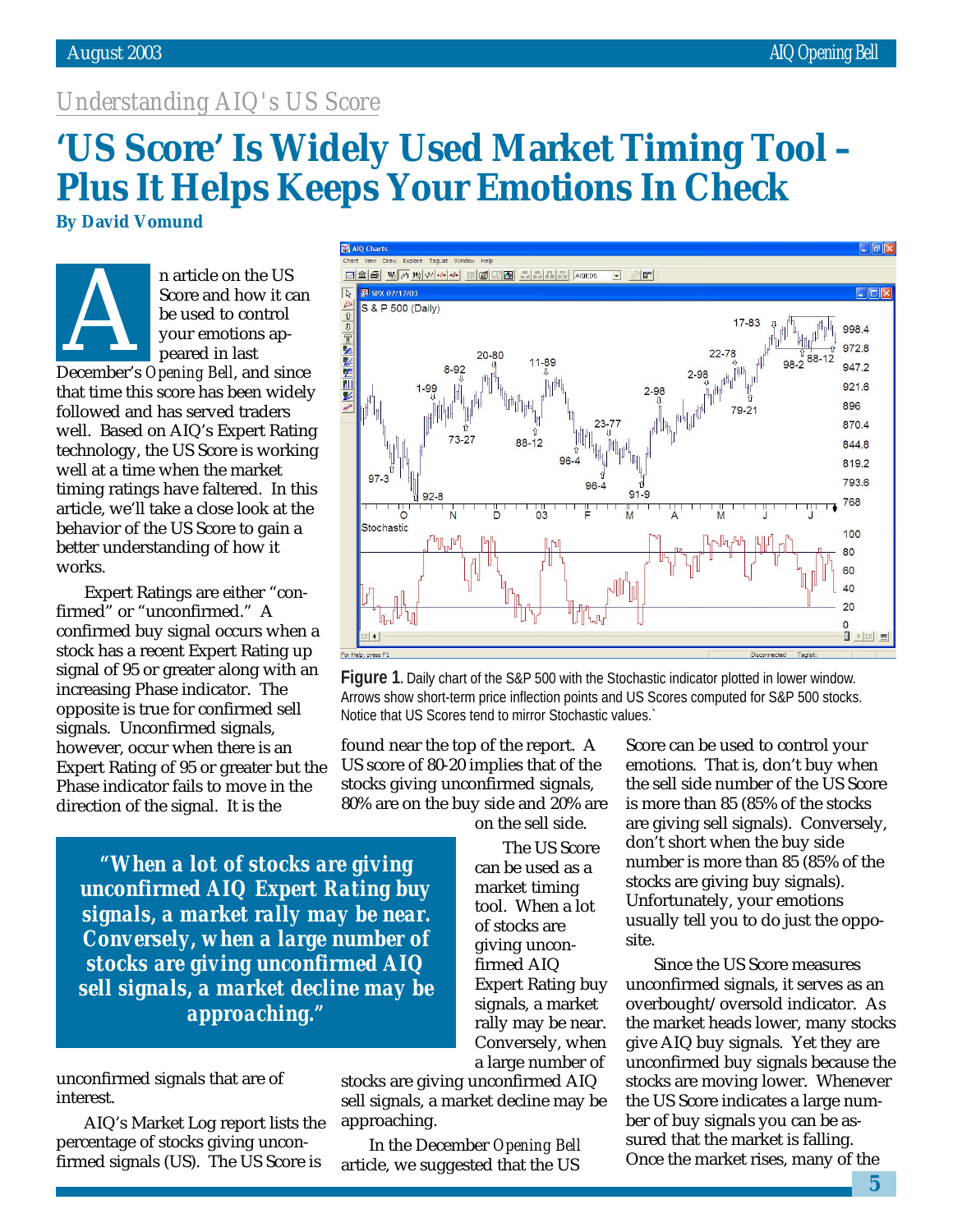*Understanding AIQ's US Score*

# 'US Score' Is Widely Used Market Timing Tool – Plus It Helps Keeps Your Emotions In Check

**By David Vomund**

An article on the US Score and how it can be used to control your emotions appeared in last December's *Opening Bell*, and since that time this score has been widely followed and has served traders well. Based on AIQ's Expert Rating technology, the US Score is working well at a time when the market timing ratings have faltered. In this article, we'll take a close look at the behavior of the US Score to gain a better understanding of how it works.

Expert Ratings are either "confirmed" or "unconfirmed." A confirmed buy signal occurs when a stock has a recent Expert Rating up signal of 95 or greater along with an increasing Phase indicator. The opposite is true for confirmed sell signals. Unconfirmed signals, however, occur when there is an Expert Rating of 95 or greater but the Phase indicator fails to move in the direction of the signal. It is the unconfirmed signals that are of interest.

AIQ's Market Log report lists the percentage of stocks giving unconfirmed signals (US). The US Score is found near the top of the report. A US score of 80-20 implies that of the stocks giving unconfirmed signals, 80% are on the buy side and 20% are on the sell side.

**Figure 1**. Daily chart of the S&P 500 with the Stochastic indicator plotted in lower window. Arrows show short-term price inflection points and US Scores computed for S&P 500 stocks. Notice that US Scores tend to mirror Stochastic values.`

> *"When a lot of stocks are giving unconfirmed AIQ Expert Rating buy signals, a market rally may be near. Conversely, when a large number of stocks are giving unconfirmed AIQ sell signals, a market decline may be approaching."*

The US Score can be used as a market timing tool. When a lot of stocks are giving unconfirmed AIQ Expert Rating buy signals, a market rally may be near. Conversely, when a large number of stocks are giving unconfirmed AIQ sell signals, a market decline may be approaching.

In the December *Opening Bell* article, we suggested that the US Score can be used to control your emotions. That is, don't buy when the sell side number of the US Score is more than 85 (85% of the stocks are giving sell signals). Conversely, don't short when the buy side number is more than 85 (85% of the stocks are giving buy signals). Unfortunately, your emotions usually tell you to do just the opposite.

Since the US Score measures unconfirmed signals, it serves as an overbought/oversold indicator. As the market heads lower, many stocks give AIQ buy signals. Yet they are unconfirmed buy signals because the stocks are moving lower. Whenever the US Score indicates a large number of buy signals you can be assured that the market is falling. Once the market rises, many of the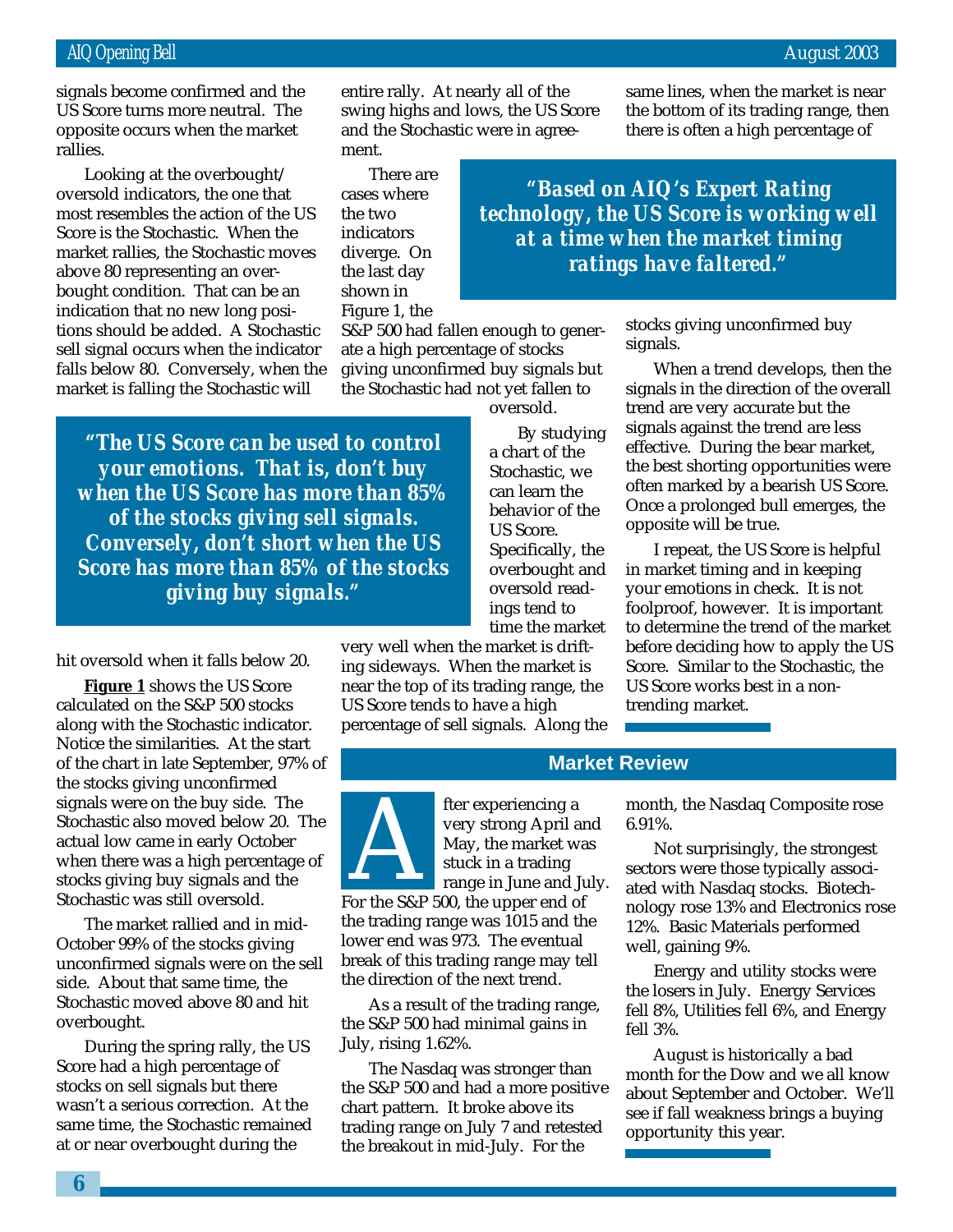signals become confirmed and the US Score turns more neutral. The opposite occurs when the market rallies.

Looking at the overbought/oversold indicators, the one that most resembles the action of the US Score is the Stochastic. When the market rallies, the Stochastic moves above 80 representing an overbought condition. That can be an indication that no new long positions should be added. A Stochastic sell signal occurs when the indicator falls below 80. Conversely, when the market is falling the Stochastic will hit oversold when it falls below 20.

> ***"The US Score can be used to control your emotions. That is, don't buy when the US Score has more than 85% of the stocks giving sell signals. Conversely, don't short when the US Score has more than 85% of the stocks giving buy signals."***

**Figure 1** shows the US Score calculated on the S&P 500 stocks along with the Stochastic indicator. Notice the similarities. At the start of the chart in late September, 97% of the stocks giving unconfirmed signals were on the buy side. The Stochastic also moved below 20. The actual low came in early October when there was a high percentage of stocks giving buy signals and the Stochastic was still oversold.

The market rallied and in mid-October 99% of the stocks giving unconfirmed signals were on the sell side. About that same time, the Stochastic moved above 80 and hit overbought.

During the spring rally, the US Score had a high percentage of stocks on sell signals but there wasn't a serious correction. At the same time, the Stochastic remained at or near overbought during the entire rally. At nearly all of the swing highs and lows, the US Score and the Stochastic were in agreement.

There are cases where the two indicators diverge. On the last day shown in Figure 1, the S&P 500 had fallen enough to generate a high percentage of stocks giving unconfirmed buy signals but the Stochastic had not yet fallen to oversold.

> ***"Based on AIQ's Expert Rating technology, the US Score is working well at a time when the market timing ratings have faltered."***

By studying a chart of the Stochastic, we can learn the behavior of the US Score. Specifically, the overbought and oversold readings tend to time the market very well when the market is drifting sideways. When the market is near the top of its trading range, the US Score tends to have a high percentage of sell signals. Along the same lines, when the market is near the bottom of its trading range, then there is often a high percentage of stocks giving unconfirmed buy signals.

When a trend develops, then the signals in the direction of the overall trend are very accurate but the signals against the trend are less effective. During the bear market, the best shorting opportunities were often marked by a bearish US Score. Once a prolonged bull emerges, the opposite will be true.

I repeat, the US Score is helpful in market timing and in keeping your emotions in check. It is not foolproof, however. It is important to determine the trend of the market before deciding how to apply the US Score. Similar to the Stochastic, the US Score works best in a non-trending market.

## Market Review

After experiencing a very strong April and May, the market was stuck in a trading range in June and July. For the S&P 500, the upper end of the trading range was 1015 and the lower end was 973. The eventual break of this trading range may tell the direction of the next trend.

As a result of the trading range, the S&P 500 had minimal gains in July, rising 1.62%.

The Nasdaq was stronger than the S&P 500 and had a more positive chart pattern. It broke above its trading range on July 7 and retested the breakout in mid-July. For the month, the Nasdaq Composite rose 6.91%.

Not surprisingly, the strongest sectors were those typically associated with Nasdaq stocks. Biotechnology rose 13% and Electronics rose 12%. Basic Materials performed well, gaining 9%.

Energy and utility stocks were the losers in July. Energy Services fell 8%, Utilities fell 6%, and Energy fell 3%.

August is historically a bad month for the Dow and we all know about September and October. We'll see if fall weakness brings a buying opportunity this year.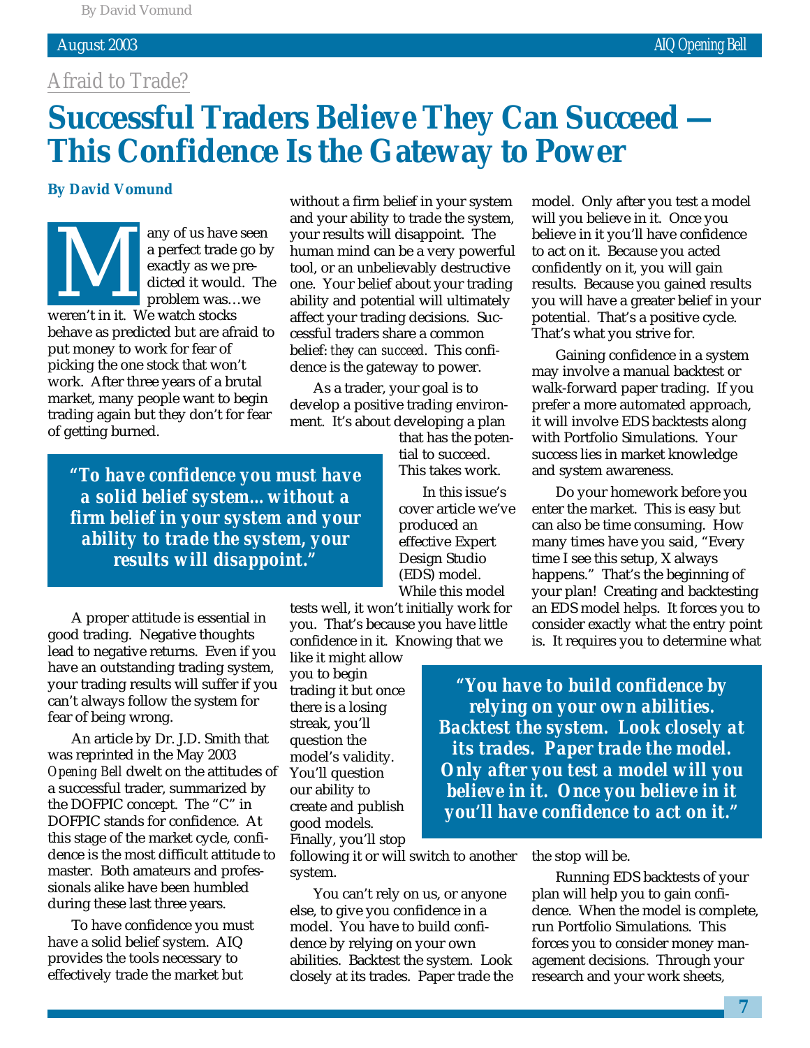Afraid to Trade?

# Successful Traders Believe They Can Succeed — This Confidence Is the Gateway to Power

**By David Vomund**

Many of us have seen a perfect trade go by exactly as we predicted it would. The problem was…we weren't in it. We watch stocks behave as predicted but are afraid to put money to work for fear of picking the one stock that won't work. After three years of a brutal market, many people want to begin trading again but they don't for fear of getting burned.

> **"To have confidence you must have a solid belief system…without a firm belief in your system and your ability to trade the system, your results will disappoint."**

A proper attitude is essential in good trading. Negative thoughts lead to negative returns. Even if you have an outstanding trading system, your trading results will suffer if you can't always follow the system for fear of being wrong.

An article by Dr. J.D. Smith that was reprinted in the May 2003 *Opening Bell* dwelt on the attitudes of a successful trader, summarized by the DOFPIC concept. The "C" in DOFPIC stands for confidence. At this stage of the market cycle, confidence is the most difficult attitude to master. Both amateurs and professionals alike have been humbled during these last three years.

To have confidence you must have a solid belief system. AIQ provides the tools necessary to effectively trade the market but without a firm belief in your system and your ability to trade the system, your results will disappoint. The human mind can be a very powerful tool, or an unbelievably destructive one. Your belief about your trading ability and potential will ultimately affect your trading decisions. Successful traders share a common belief: *they can succeed*. This confidence is the gateway to power.

As a trader, your goal is to develop a positive trading environment. It's about developing a plan that has the potential to succeed. This takes work.

In this issue's cover article we've produced an effective Expert Design Studio (EDS) model. While this model tests well, it won't initially work for you. That's because you have little confidence in it. Knowing that we like it might allow you to begin trading it but once there is a losing streak, you'll question the model's validity. You'll question our ability to create and publish good models. Finally, you'll stop following it or will switch to another system.

You can't rely on us, or anyone else, to give you confidence in a model. You have to build confidence by relying on your own abilities. Backtest the system. Look closely at its trades. Paper trade the model. Only after you test a model will you believe in it. Once you believe in it you'll have confidence to act on it. Because you acted confidently on it, you will gain results. Because you gained results you will have a greater belief in your potential. That's a positive cycle. That's what you strive for.

Gaining confidence in a system may involve a manual backtest or walk-forward paper trading. If you prefer a more automated approach, it will involve EDS backtests along with Portfolio Simulations. Your success lies in market knowledge and system awareness.

Do your homework before you enter the market. This is easy but can also be time consuming. How many times have you said, "Every time I see this setup, X always happens." That's the beginning of your plan! Creating and backtesting an EDS model helps. It forces you to consider exactly what the entry point is. It requires you to determine what the stop will be.

> **"You have to build confidence by relying on your own abilities. Backtest the system. Look closely at its trades. Paper trade the model. Only after you test a model will you believe in it. Once you believe in it you'll have confidence to act on it."**

Running EDS backtests of your plan will help you to gain confidence. When the model is complete, run Portfolio Simulations. This forces you to consider money management decisions. Through your research and your work sheets,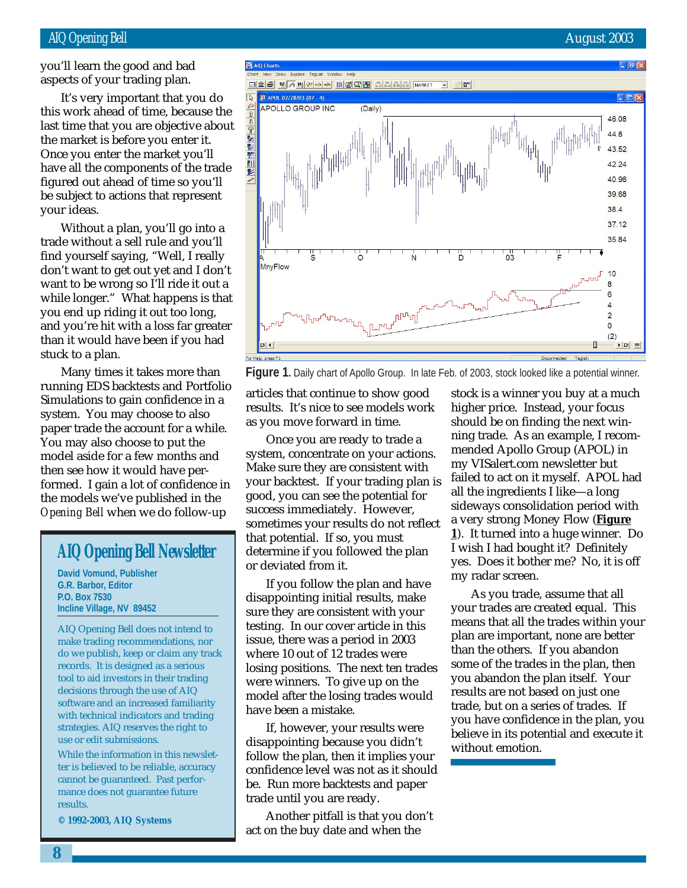you'll learn the good and bad aspects of your trading plan.

It's very important that you do this work ahead of time, because the last time that you are objective about the market is before you enter it. Once you enter the market you'll have all the components of the trade figured out ahead of time so you'll be subject to actions that represent your ideas.

Without a plan, you'll go into a trade without a sell rule and you'll find yourself saying, "Well, I really don't want to get out yet and I don't want to be wrong so I'll ride it out a while longer." What happens is that you end up riding it out too long, and you're hit with a loss far greater than it would have been if you had stuck to a plan.

Many times it takes more than running EDS backtests and Portfolio Simulations to gain confidence in a system. You may choose to also paper trade the account for a while. You may also choose to put the model aside for a few months and then see how it would have performed. I gain a lot of confidence in the models we've published in the *Opening Bell* when we do follow-up articles that continue to show good results. It's nice to see models work as you move forward in time.

**Figure 1.** Daily chart of Apollo Group. In late Feb. of 2003, stock looked like a potential winner.

Once you are ready to trade a system, concentrate on your actions. Make sure they are consistent with your backtest. If your trading plan is good, you can see the potential for success immediately. However, sometimes your results do not reflect that potential. If so, you must determine if you followed the plan or deviated from it.

If you follow the plan and have disappointing initial results, make sure they are consistent with your testing. In our cover article in this issue, there was a period in 2003 where 10 out of 12 trades were losing positions. The next ten trades were winners. To give up on the model after the losing trades would have been a mistake.

If, however, your results were disappointing because you didn't follow the plan, then it implies your confidence level was not as it should be. Run more backtests and paper trade until you are ready.

Another pitfall is that you don't act on the buy date and when the stock is a winner you buy at a much higher price. Instead, your focus should be on finding the next winning trade. As an example, I recommended Apollo Group (APOL) in my VISalert.com newsletter but failed to act on it myself. APOL had all the ingredients I like—a long sideways consolidation period with a very strong Money Flow (**Figure 1**). It turned into a huge winner. Do I wish I had bought it? Definitely yes. Does it bother me? No, it is off my radar screen.

As you trade, assume that all your trades are created equal. This means that all the trades within your plan are important, none are better than the others. If you abandon some of the trades in the plan, then you abandon the plan itself. Your results are not based on just one trade, but on a series of trades. If you have confidence in the plan, you believe in its potential and execute it without emotion.

---

## AIQ Opening Bell Newsletter

**David Vomund, Publisher**
**G.R. Barbor, Editor**
**P.O. Box 7530**
**Incline Village, NV 89452**

AIQ Opening Bell does not intend to make trading recommendations, nor do we publish, keep or claim any track records. It is designed as a serious tool to aid investors in their trading decisions through the use of AIQ software and an increased familiarity with technical indicators and trading strategies. AIQ reserves the right to use or edit submissions.

While the information in this newsletter is believed to be reliable, accuracy cannot be guaranteed. Past performance does not guarantee future results.

**© 1992-2003, AIQ Systems**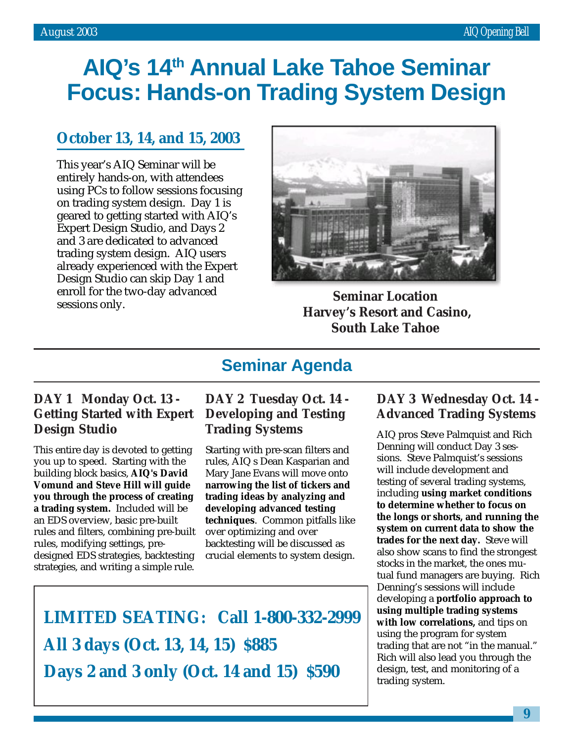# AIQ's 14th Annual Lake Tahoe Seminar Focus: Hands-on Trading System Design

## October 13, 14, and 15, 2003

This year's AIQ Seminar will be entirely hands-on, with attendees using PCs to follow sessions focusing on trading system design. Day 1 is geared to getting started with AIQ's Expert Design Studio, and Days 2 and 3 are dedicated to advanced trading system design. AIQ users already experienced with the Expert Design Studio can skip Day 1 and enroll for the two-day advanced sessions only.

**Seminar Location**
**Harvey's Resort and Casino, South Lake Tahoe**

## Seminar Agenda

### DAY 1 Monday Oct. 13 - Getting Started with Expert Design Studio

This entire day is devoted to getting you up to speed. Starting with the building block basics, **AIQ's David Vomund and Steve Hill will guide you through the process of creating a trading system.** Included will be an EDS overview, basic pre-built rules and filters, combining pre-built rules, modifying settings, pre-designed EDS strategies, backtesting strategies, and writing a simple rule.

### DAY 2 Tuesday Oct. 14 - Developing and Testing Trading Systems

Starting with pre-scan filters and rules, AIQ s Dean Kasparian and Mary Jane Evans will move onto **narrowing the list of tickers and trading ideas by analyzing and developing advanced testing techniques**. Common pitfalls like over optimizing and over backtesting will be discussed as crucial elements to system design.

### DAY 3 Wednesday Oct. 14 - Advanced Trading Systems

AIQ pros Steve Palmquist and Rich Denning will conduct Day 3 sessions. Steve Palmquist's sessions will include development and testing of several trading systems, including **using market conditions to determine whether to focus on the longs or shorts, and running the system on current data to show the trades for the next day.** Steve will also show scans to find the strongest stocks in the market, the ones mutual fund managers are buying. Rich Denning's sessions will include developing a **portfolio approach to using multiple trading systems with low correlations,** and tips on using the program for system trading that are not "in the manual." Rich will also lead you through the design, test, and monitoring of a trading system.

**LIMITED SEATING: Call 1-800-332-2999**

**All 3 days (Oct. 13, 14, 15) $885**

**Days 2 and 3 only (Oct. 14 and 15) $590**